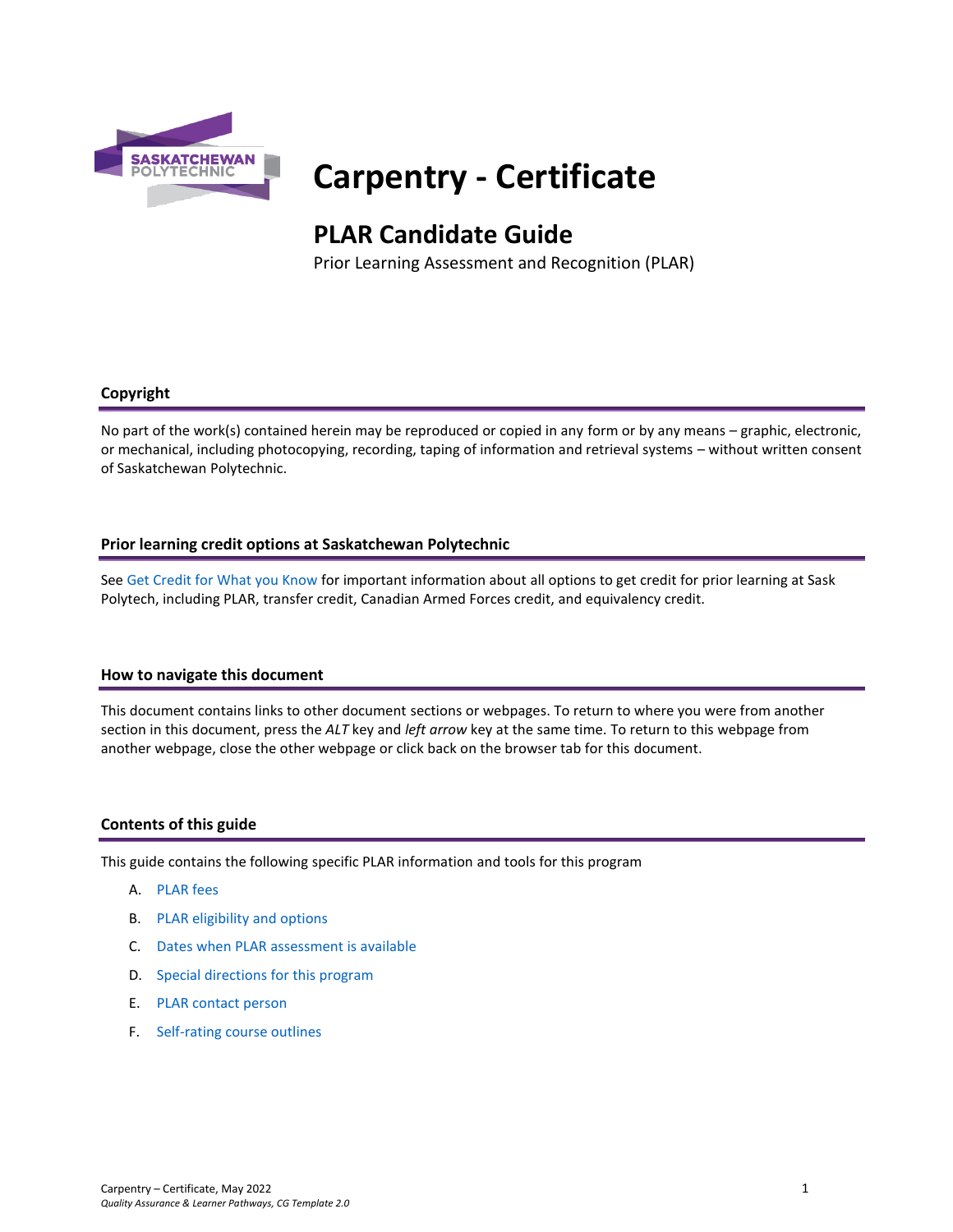# Carpentry - Certificate

## PLAR Candidate Guide

Prior Learning Assessment and Recognition (PLAR)

### Copyright

No part of the work(s) contained herein may be reproduced or copied in any form or by any means – graphic, electronic, or mechanical, including photocopying, recording, taping of information and retrieval systems – without written consent of Saskatchewan Polytechnic.

### Prior learning credit options at Saskatchewan Polytechnic

See Get Credit for What you Know for important information about all options to get credit for prior learning at Sask Polytech, including PLAR, transfer credit, Canadian Armed Forces credit, and equivalency credit.

### How to navigate this document

This document contains links to other document sections or webpages. To return to where you were from another section in this document, press the *ALT* key and *left arrow* key at the same time. To return to this webpage from another webpage, close the other webpage or click back on the browser tab for this document.

### Contents of this guide

This guide contains the following specific PLAR information and tools for this program

A. PLAR fees
B. PLAR eligibility and options
C. Dates when PLAR assessment is available
D. Special directions for this program
E. PLAR contact person
F. Self-rating course outlines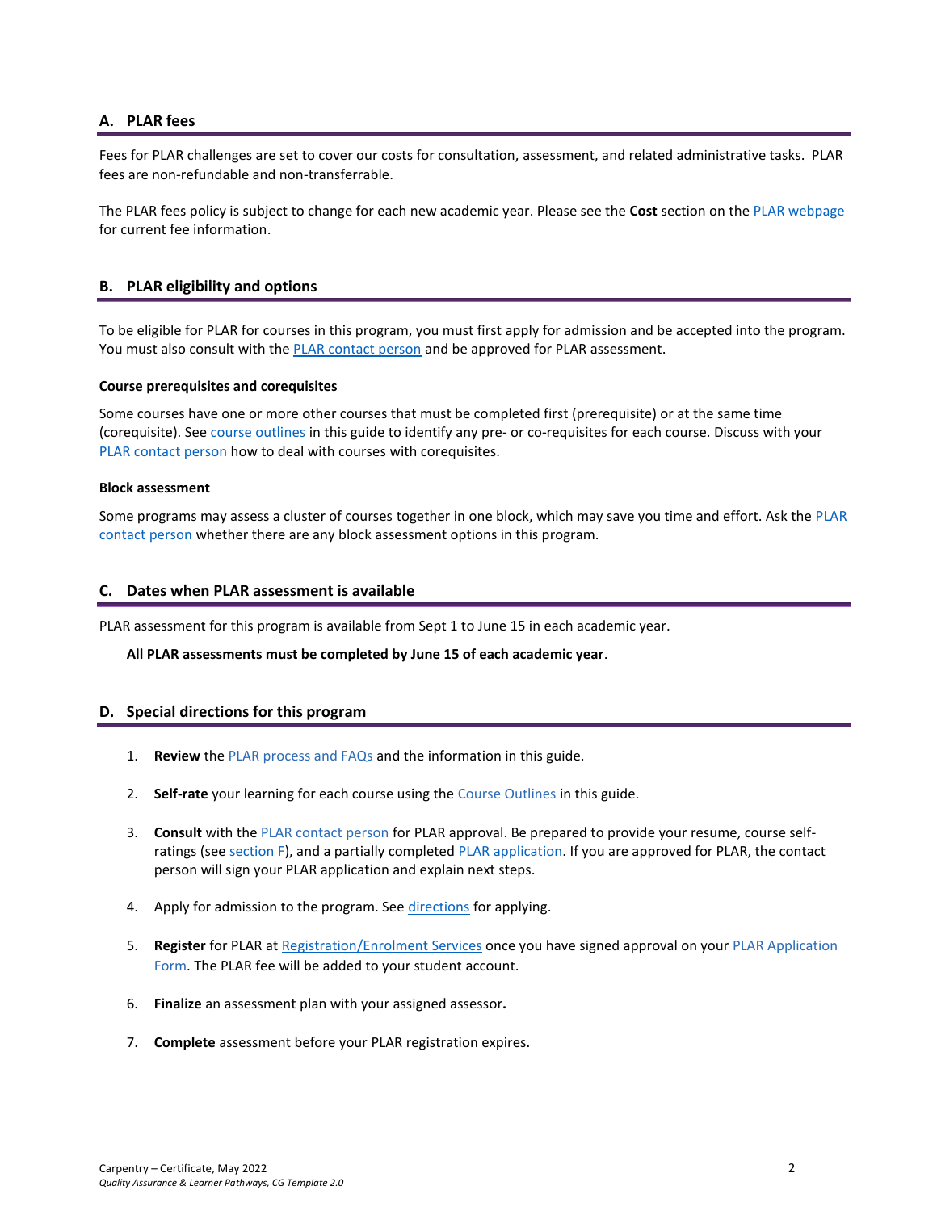## A. PLAR fees

Fees for PLAR challenges are set to cover our costs for consultation, assessment, and related administrative tasks. PLAR fees are non-refundable and non-transferrable.

The PLAR fees policy is subject to change for each new academic year. Please see the **Cost** section on the PLAR webpage for current fee information.

## B. PLAR eligibility and options

To be eligible for PLAR for courses in this program, you must first apply for admission and be accepted into the program. You must also consult with the PLAR contact person and be approved for PLAR assessment.

#### Course prerequisites and corequisites

Some courses have one or more other courses that must be completed first (prerequisite) or at the same time (corequisite). See course outlines in this guide to identify any pre- or co-requisites for each course. Discuss with your PLAR contact person how to deal with courses with corequisites.

#### Block assessment

Some programs may assess a cluster of courses together in one block, which may save you time and effort. Ask the PLAR contact person whether there are any block assessment options in this program.

## C. Dates when PLAR assessment is available

PLAR assessment for this program is available from Sept 1 to June 15 in each academic year.

**All PLAR assessments must be completed by June 15 of each academic year**.

## D. Special directions for this program

1. **Review** the PLAR process and FAQs and the information in this guide.
2. **Self-rate** your learning for each course using the Course Outlines in this guide.
3. **Consult** with the PLAR contact person for PLAR approval. Be prepared to provide your resume, course self-ratings (see section F), and a partially completed PLAR application. If you are approved for PLAR, the contact person will sign your PLAR application and explain next steps.
4. Apply for admission to the program. See directions for applying.
5. **Register** for PLAR at Registration/Enrolment Services once you have signed approval on your PLAR Application Form. The PLAR fee will be added to your student account.
6. **Finalize** an assessment plan with your assigned assessor**.**
7. **Complete** assessment before your PLAR registration expires.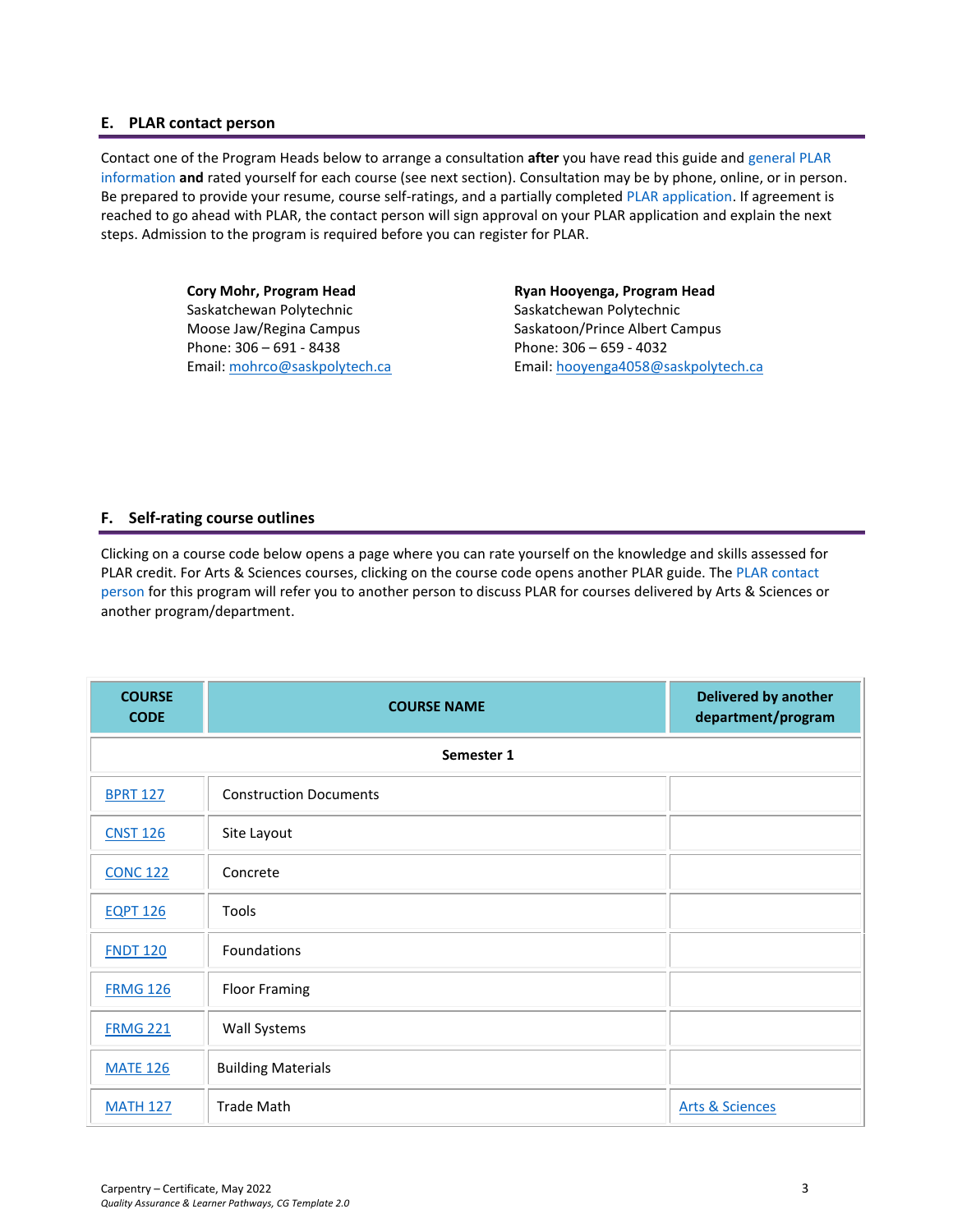## E. PLAR contact person

Contact one of the Program Heads below to arrange a consultation **after** you have read this guide and general PLAR information **and** rated yourself for each course (see next section). Consultation may be by phone, online, or in person. Be prepared to provide your resume, course self-ratings, and a partially completed PLAR application. If agreement is reached to go ahead with PLAR, the contact person will sign approval on your PLAR application and explain the next steps. Admission to the program is required before you can register for PLAR.

**Cory Mohr, Program Head**
Saskatchewan Polytechnic
Moose Jaw/Regina Campus
Phone: 306 – 691 - 8438
Email: mohrco@saskpolytech.ca

**Ryan Hooyenga, Program Head**
Saskatchewan Polytechnic
Saskatoon/Prince Albert Campus
Phone: 306 – 659 - 4032
Email: hooyenga4058@saskpolytech.ca

## F. Self-rating course outlines

Clicking on a course code below opens a page where you can rate yourself on the knowledge and skills assessed for PLAR credit. For Arts & Sciences courses, clicking on the course code opens another PLAR guide. The PLAR contact person for this program will refer you to another person to discuss PLAR for courses delivered by Arts & Sciences or another program/department.

| COURSE CODE | COURSE NAME | Delivered by another department/program |
|---|---|---|
| | **Semester 1** | |
| BPRT 127 | Construction Documents | |
| CNST 126 | Site Layout | |
| CONC 122 | Concrete | |
| EQPT 126 | Tools | |
| FNDT 120 | Foundations | |
| FRMG 126 | Floor Framing | |
| FRMG 221 | Wall Systems | |
| MATE 126 | Building Materials | |
| MATH 127 | Trade Math | Arts & Sciences |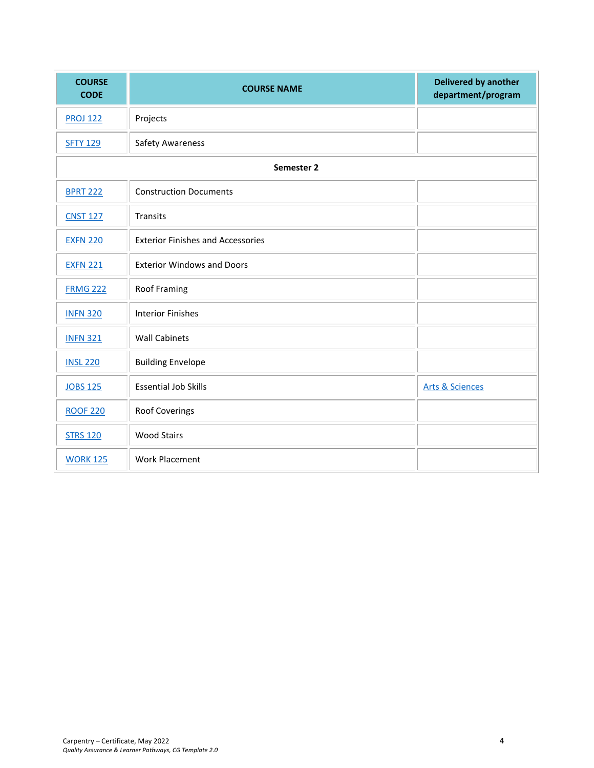| COURSE CODE | COURSE NAME | Delivered by another department/program |
|---|---|---|
| PROJ 122 | Projects | |
| SFTY 129 | Safety Awareness | |
| **Semester 2** | | |
| BPRT 222 | Construction Documents | |
| CNST 127 | Transits | |
| EXFN 220 | Exterior Finishes and Accessories | |
| EXFN 221 | Exterior Windows and Doors | |
| FRMG 222 | Roof Framing | |
| INFN 320 | Interior Finishes | |
| INFN 321 | Wall Cabinets | |
| INSL 220 | Building Envelope | |
| JOBS 125 | Essential Job Skills | Arts & Sciences |
| ROOF 220 | Roof Coverings | |
| STRS 120 | Wood Stairs | |
| WORK 125 | Work Placement | |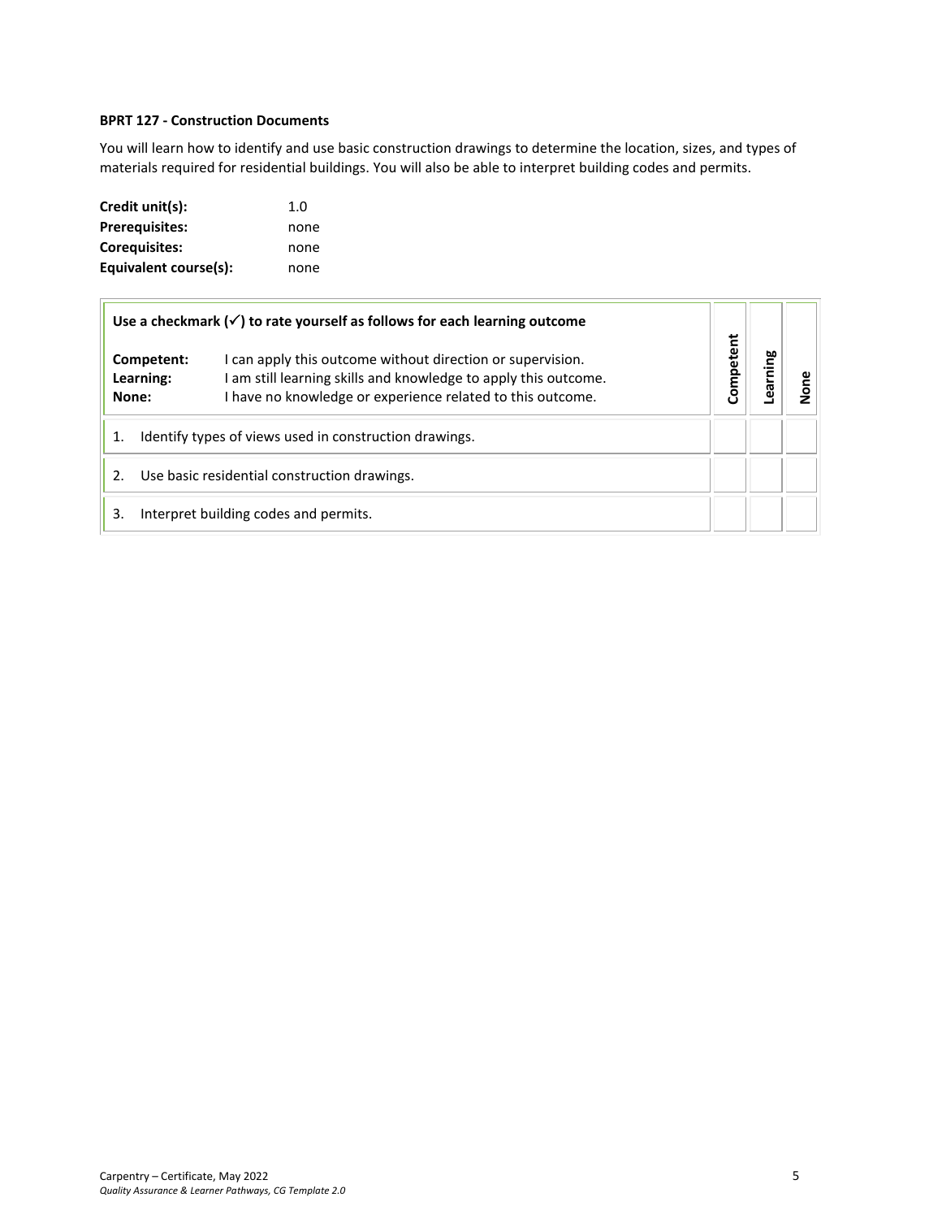**BPRT 127 - Construction Documents**

You will learn how to identify and use basic construction drawings to determine the location, sizes, and types of materials required for residential buildings. You will also be able to interpret building codes and permits.

| | |
|---|---|
| **Credit unit(s):** | 1.0 |
| **Prerequisites:** | none |
| **Corequisites:** | none |
| **Equivalent course(s):** | none |

| **Use a checkmark (✓) to rate yourself as follows for each learning outcome**<br><br>**Competent:** I can apply this outcome without direction or supervision.<br>**Learning:** I am still learning skills and knowledge to apply this outcome.<br>**None:** I have no knowledge or experience related to this outcome. | **Competent** | **Learning** | **None** |
|---|---|---|---|
| 1. Identify types of views used in construction drawings. | | | |
| 2. Use basic residential construction drawings. | | | |
| 3. Interpret building codes and permits. | | | |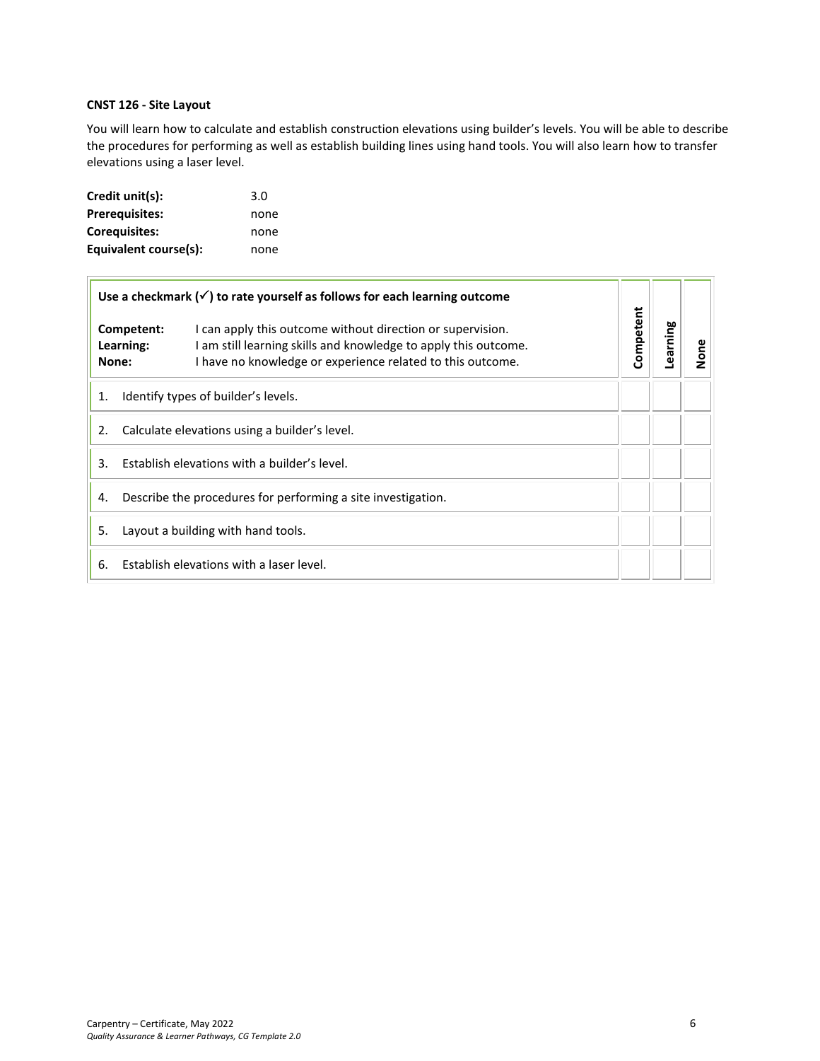**CNST 126 - Site Layout**

You will learn how to calculate and establish construction elevations using builder's levels. You will be able to describe the procedures for performing as well as establish building lines using hand tools. You will also learn how to transfer elevations using a laser level.

**Credit unit(s):** 3.0
**Prerequisites:** none
**Corequisites:** none
**Equivalent course(s):** none

| **Use a checkmark (✓) to rate yourself as follows for each learning outcome**<br><br>**Competent:** I can apply this outcome without direction or supervision.<br>**Learning:** I am still learning skills and knowledge to apply this outcome.<br>**None:** I have no knowledge or experience related to this outcome. | **Competent** | **Learning** | **None** |
|---|---|---|---|
| 1. Identify types of builder's levels. | | | |
| 2. Calculate elevations using a builder's level. | | | |
| 3. Establish elevations with a builder's level. | | | |
| 4. Describe the procedures for performing a site investigation. | | | |
| 5. Layout a building with hand tools. | | | |
| 6. Establish elevations with a laser level. | | | |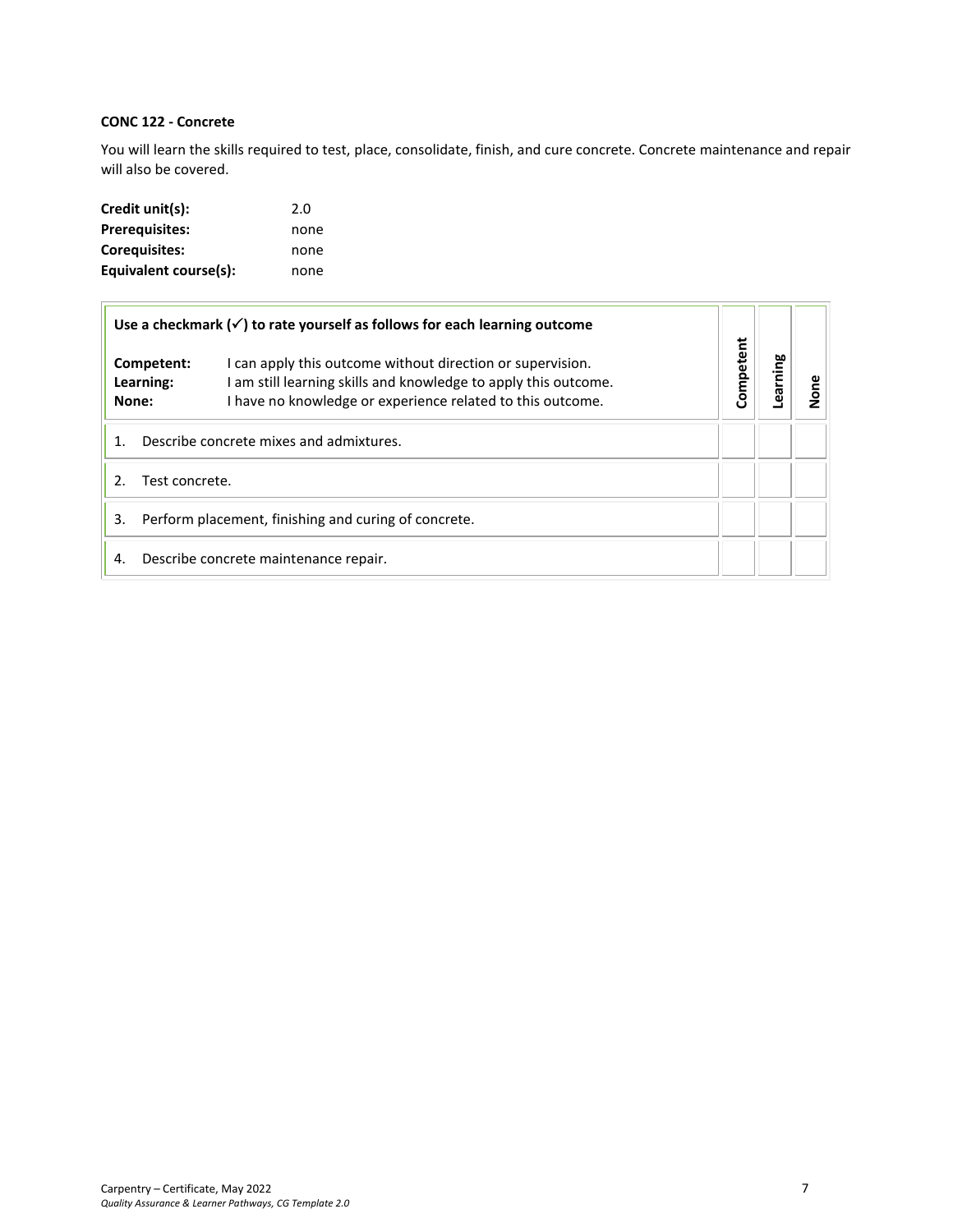**CONC 122 - Concrete**

You will learn the skills required to test, place, consolidate, finish, and cure concrete. Concrete maintenance and repair will also be covered.

**Credit unit(s):** 2.0
**Prerequisites:** none
**Corequisites:** none
**Equivalent course(s):** none

| **Use a checkmark (✓) to rate yourself as follows for each learning outcome**<br><br>**Competent:** I can apply this outcome without direction or supervision.<br>**Learning:** I am still learning skills and knowledge to apply this outcome.<br>**None:** I have no knowledge or experience related to this outcome. | **Competent** | **Learning** | **None** |
|---|---|---|---|
| 1. Describe concrete mixes and admixtures. | | | |
| 2. Test concrete. | | | |
| 3. Perform placement, finishing and curing of concrete. | | | |
| 4. Describe concrete maintenance repair. | | | |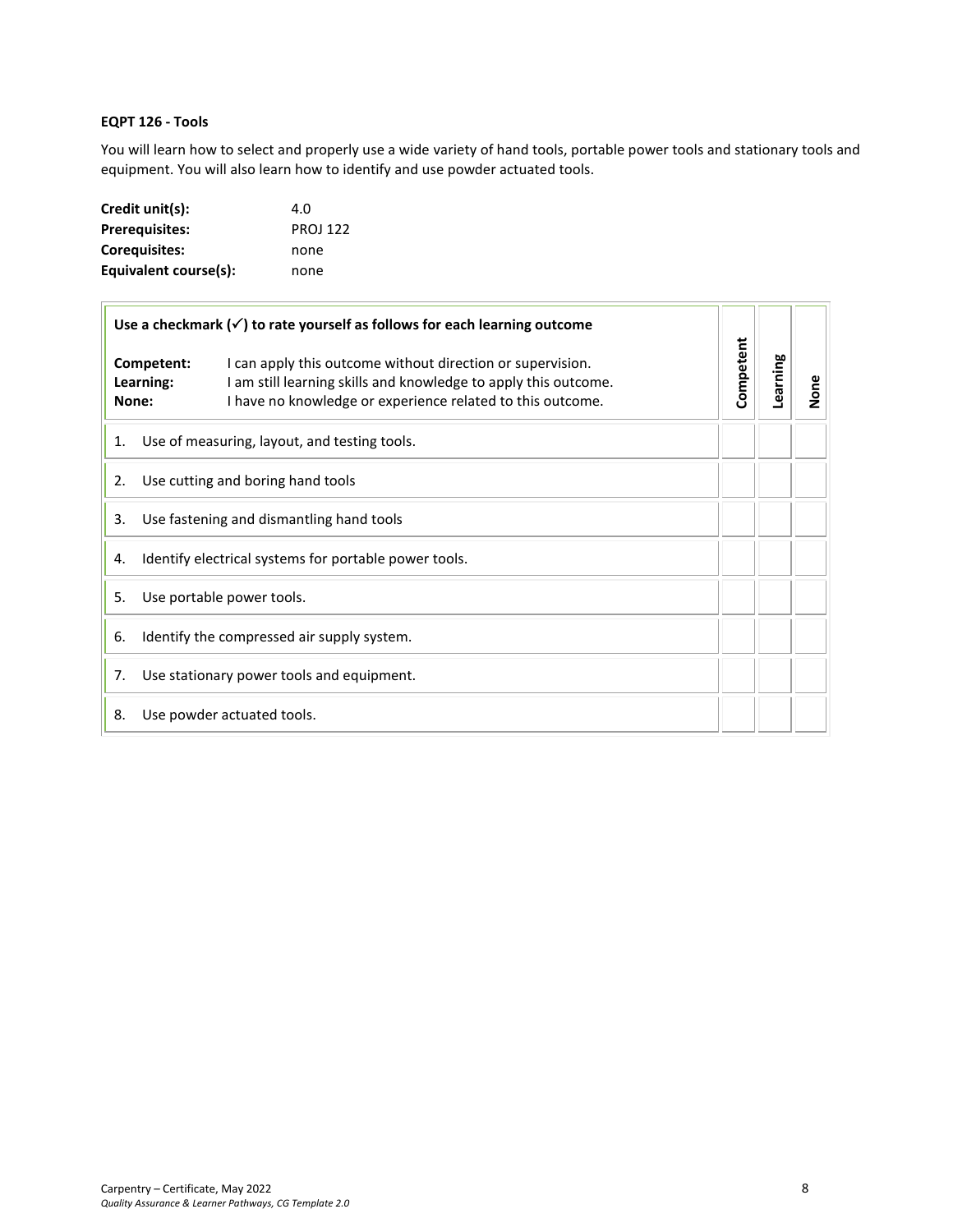**EQPT 126 - Tools**

You will learn how to select and properly use a wide variety of hand tools, portable power tools and stationary tools and equipment. You will also learn how to identify and use powder actuated tools.

| | |
|---|---|
| **Credit unit(s):** | 4.0 |
| **Prerequisites:** | PROJ 122 |
| **Corequisites:** | none |
| **Equivalent course(s):** | none |

| **Use a checkmark (✓) to rate yourself as follows for each learning outcome**<br><br>**Competent:** I can apply this outcome without direction or supervision.<br>**Learning:** I am still learning skills and knowledge to apply this outcome.<br>**None:** I have no knowledge or experience related to this outcome. | **Competent** | **Learning** | **None** |
|---|---|---|---|
| 1. Use of measuring, layout, and testing tools. | | | |
| 2. Use cutting and boring hand tools | | | |
| 3. Use fastening and dismantling hand tools | | | |
| 4. Identify electrical systems for portable power tools. | | | |
| 5. Use portable power tools. | | | |
| 6. Identify the compressed air supply system. | | | |
| 7. Use stationary power tools and equipment. | | | |
| 8. Use powder actuated tools. | | | |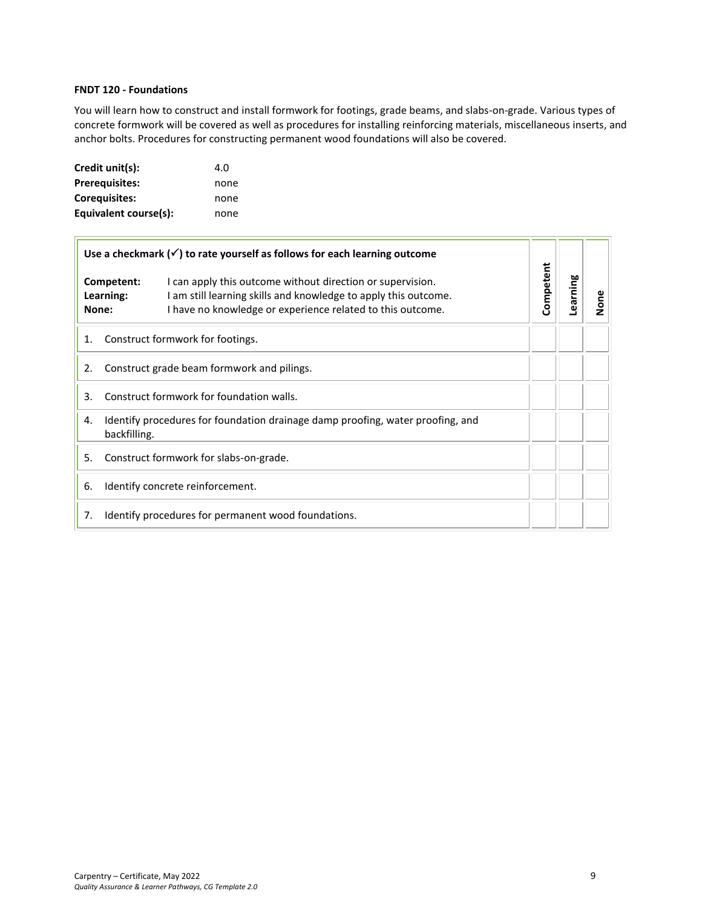**FNDT 120 - Foundations**

You will learn how to construct and install formwork for footings, grade beams, and slabs-on-grade. Various types of concrete formwork will be covered as well as procedures for installing reinforcing materials, miscellaneous inserts, and anchor bolts. Procedures for constructing permanent wood foundations will also be covered.

| | |
|---|---|
| **Credit unit(s):** | 4.0 |
| **Prerequisites:** | none |
| **Corequisites:** | none |
| **Equivalent course(s):** | none |

| **Use a checkmark (✓) to rate yourself as follows for each learning outcome**<br><br>**Competent:** I can apply this outcome without direction or supervision.<br>**Learning:** I am still learning skills and knowledge to apply this outcome.<br>**None:** I have no knowledge or experience related to this outcome. | Competent | Learning | None |
|---|---|---|---|
| 1. Construct formwork for footings. | | | |
| 2. Construct grade beam formwork and pilings. | | | |
| 3. Construct formwork for foundation walls. | | | |
| 4. Identify procedures for foundation drainage damp proofing, water proofing, and backfilling. | | | |
| 5. Construct formwork for slabs-on-grade. | | | |
| 6. Identify concrete reinforcement. | | | |
| 7. Identify procedures for permanent wood foundations. | | | |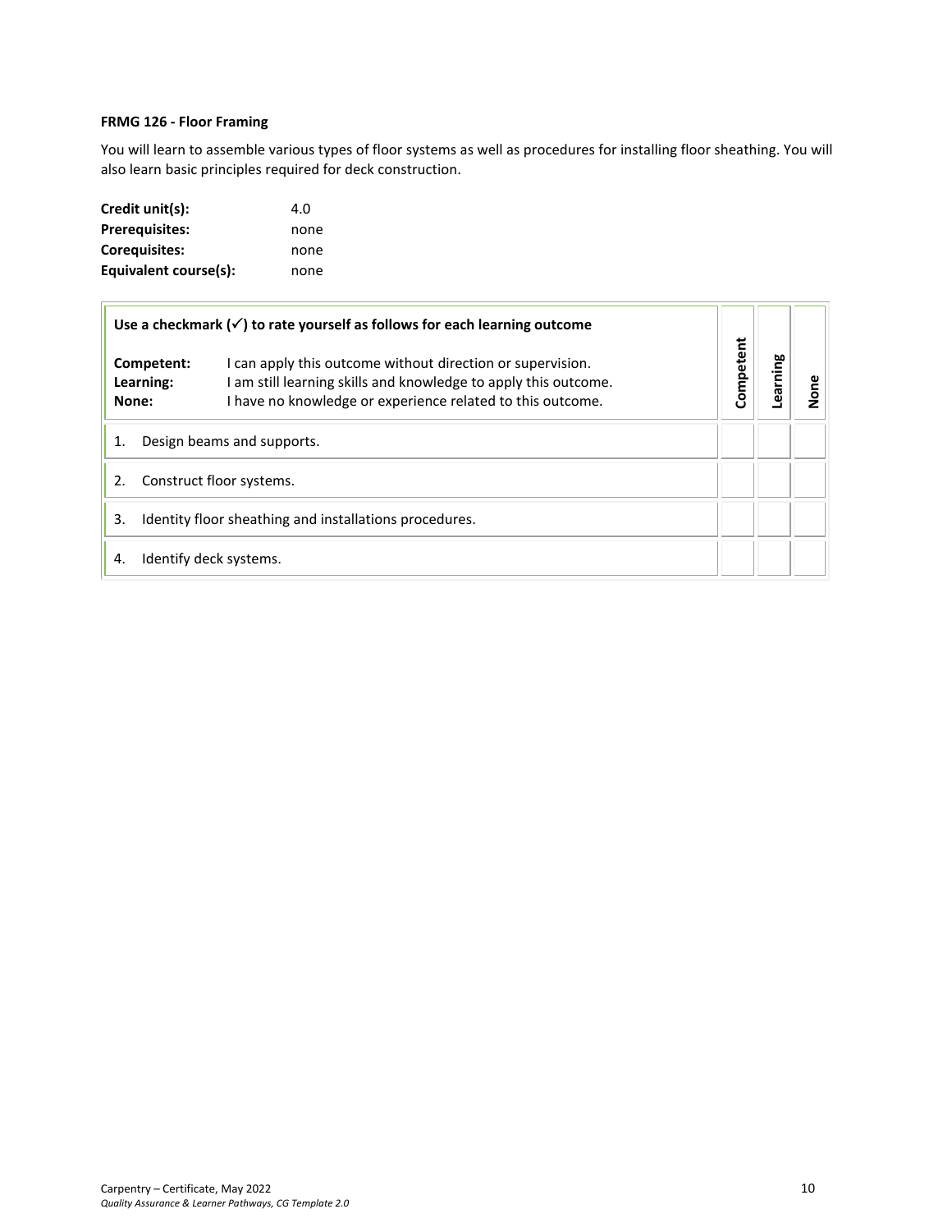**FRMG 126 - Floor Framing**

You will learn to assemble various types of floor systems as well as procedures for installing floor sheathing. You will also learn basic principles required for deck construction.

**Credit unit(s):** 4.0
**Prerequisites:** none
**Corequisites:** none
**Equivalent course(s):** none

| **Use a checkmark (✓) to rate yourself as follows for each learning outcome**<br><br>**Competent:** I can apply this outcome without direction or supervision.<br>**Learning:** I am still learning skills and knowledge to apply this outcome.<br>**None:** I have no knowledge or experience related to this outcome. | **Competent** | **Learning** | **None** |
|---|---|---|---|
| 1. Design beams and supports. | | | |
| 2. Construct floor systems. | | | |
| 3. Identity floor sheathing and installations procedures. | | | |
| 4. Identify deck systems. | | | |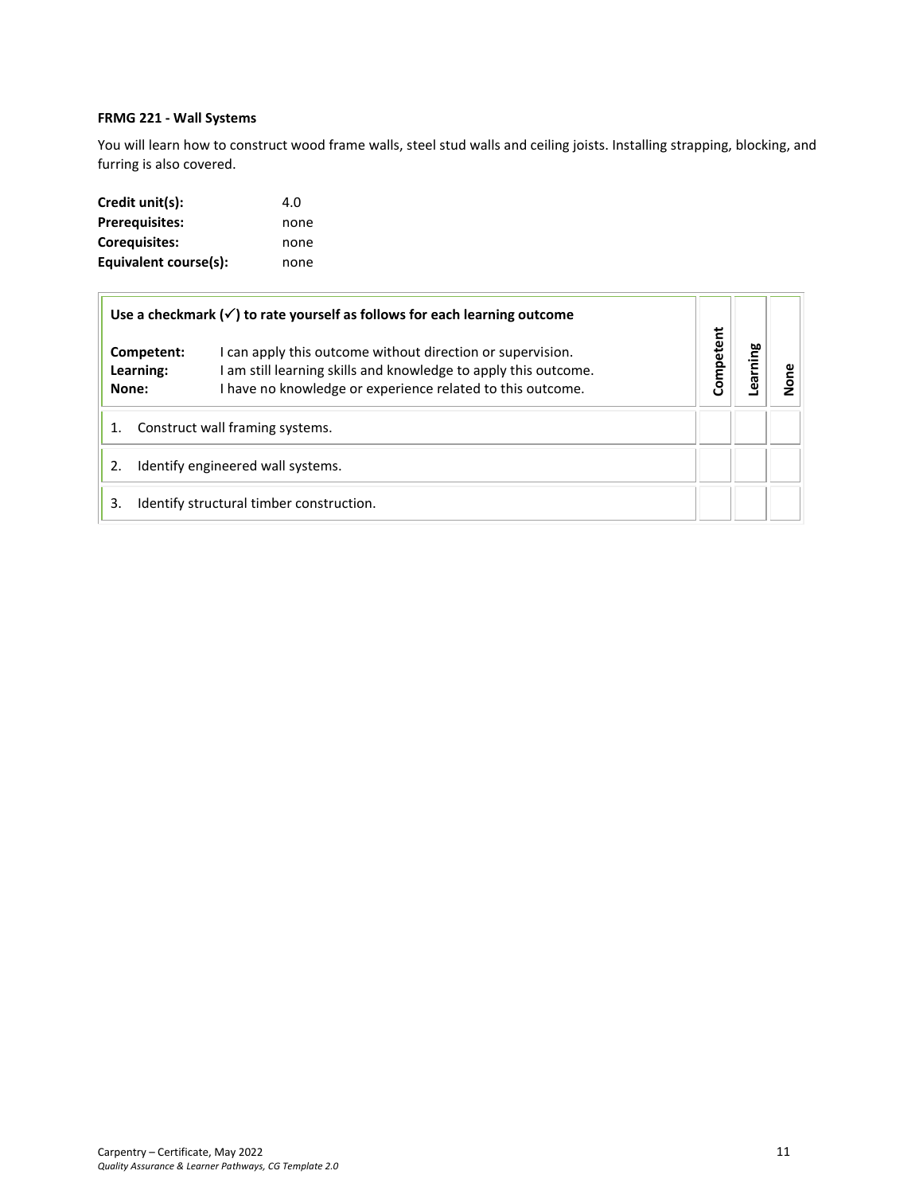**FRMG 221 - Wall Systems**

You will learn how to construct wood frame walls, steel stud walls and ceiling joists. Installing strapping, blocking, and furring is also covered.

**Credit unit(s):** 4.0
**Prerequisites:** none
**Corequisites:** none
**Equivalent course(s):** none

| **Use a checkmark (✓) to rate yourself as follows for each learning outcome**<br><br>**Competent:** I can apply this outcome without direction or supervision.<br>**Learning:** I am still learning skills and knowledge to apply this outcome.<br>**None:** I have no knowledge or experience related to this outcome. | Competent | Learning | None |
|---|---|---|---|
| 1. Construct wall framing systems. | | | |
| 2. Identify engineered wall systems. | | | |
| 3. Identify structural timber construction. | | | |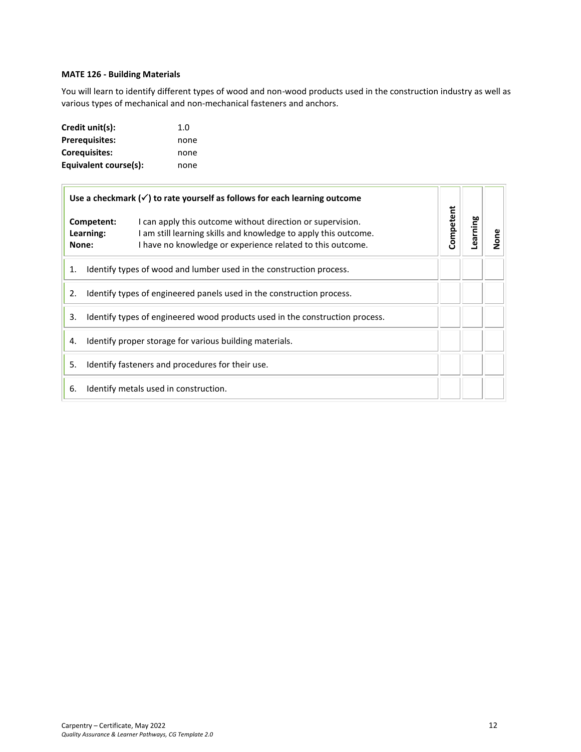**MATE 126 - Building Materials**

You will learn to identify different types of wood and non-wood products used in the construction industry as well as various types of mechanical and non-mechanical fasteners and anchors.

**Credit unit(s):** 1.0
**Prerequisites:** none
**Corequisites:** none
**Equivalent course(s):** none

| **Use a checkmark (✓) to rate yourself as follows for each learning outcome**<br><br>**Competent:** I can apply this outcome without direction or supervision.<br>**Learning:** I am still learning skills and knowledge to apply this outcome.<br>**None:** I have no knowledge or experience related to this outcome. | **Competent** | **Learning** | **None** |
|---|---|---|---|
| 1. Identify types of wood and lumber used in the construction process. | | | |
| 2. Identify types of engineered panels used in the construction process. | | | |
| 3. Identify types of engineered wood products used in the construction process. | | | |
| 4. Identify proper storage for various building materials. | | | |
| 5. Identify fasteners and procedures for their use. | | | |
| 6. Identify metals used in construction. | | | |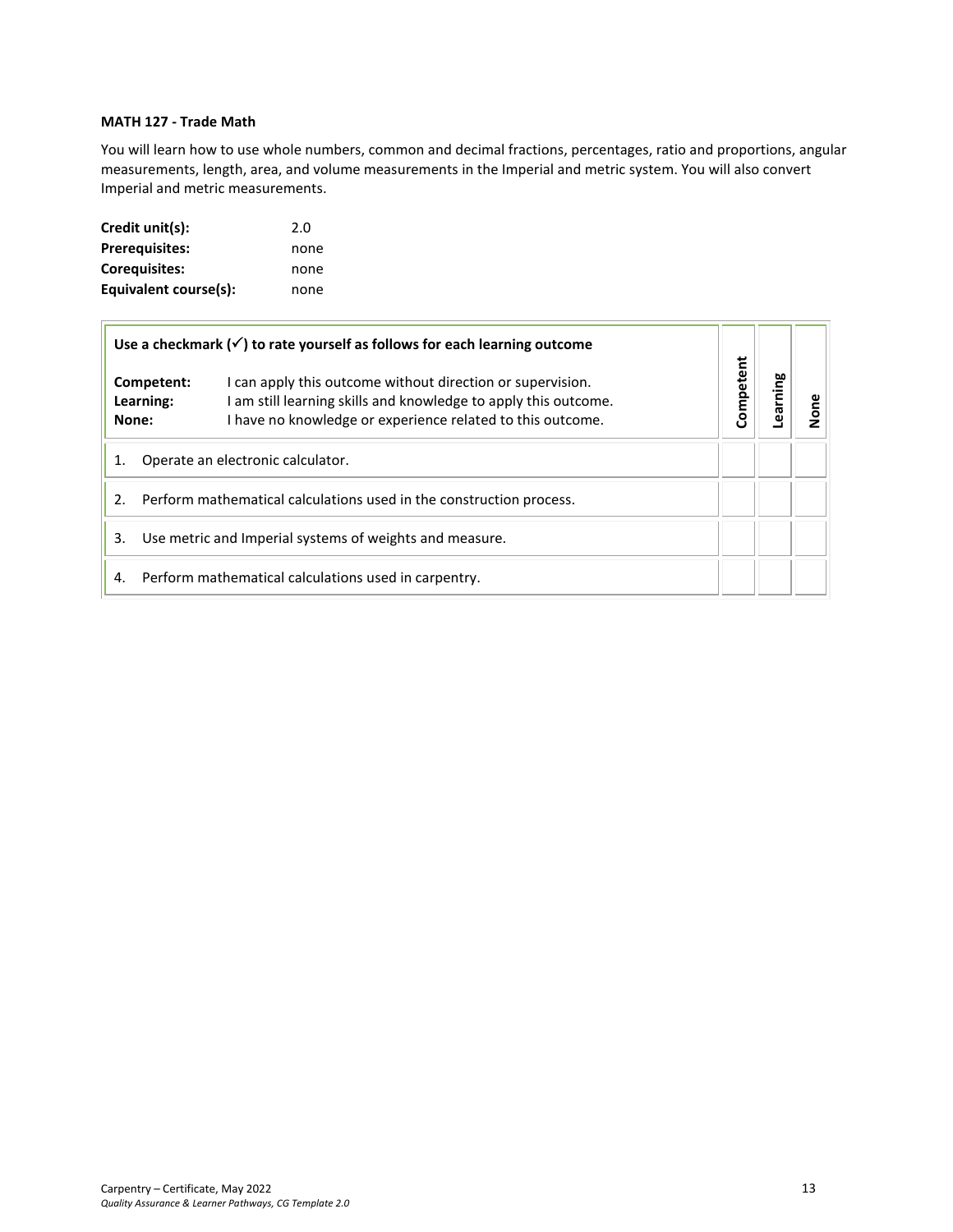**MATH 127 - Trade Math**

You will learn how to use whole numbers, common and decimal fractions, percentages, ratio and proportions, angular measurements, length, area, and volume measurements in the Imperial and metric system. You will also convert Imperial and metric measurements.

| | |
|---|---|
| **Credit unit(s):** | 2.0 |
| **Prerequisites:** | none |
| **Corequisites:** | none |
| **Equivalent course(s):** | none |

| **Use a checkmark (✓) to rate yourself as follows for each learning outcome**<br><br>**Competent:** I can apply this outcome without direction or supervision.<br>**Learning:** I am still learning skills and knowledge to apply this outcome.<br>**None:** I have no knowledge or experience related to this outcome. | Competent | Learning | None |
|---|---|---|---|
| 1. Operate an electronic calculator. | | | |
| 2. Perform mathematical calculations used in the construction process. | | | |
| 3. Use metric and Imperial systems of weights and measure. | | | |
| 4. Perform mathematical calculations used in carpentry. | | | |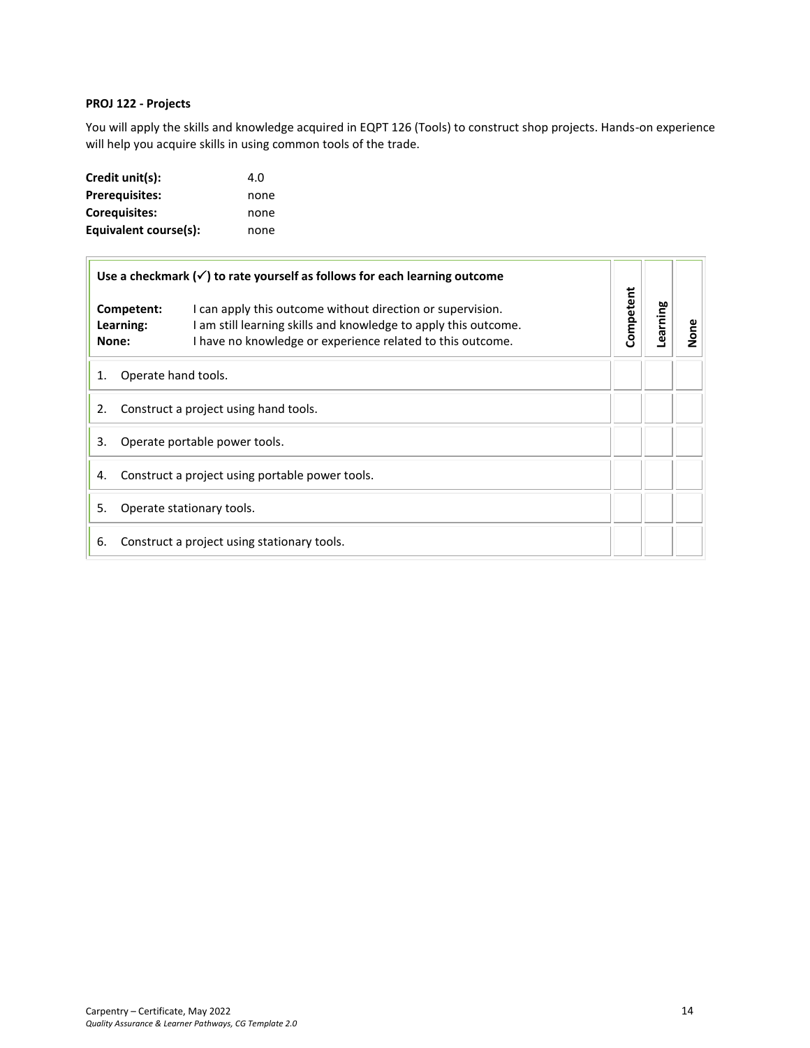**PROJ 122 - Projects**

You will apply the skills and knowledge acquired in EQPT 126 (Tools) to construct shop projects. Hands-on experience will help you acquire skills in using common tools of the trade.

| | |
|---|---|
| **Credit unit(s):** | 4.0 |
| **Prerequisites:** | none |
| **Corequisites:** | none |
| **Equivalent course(s):** | none |

| **Use a checkmark (✓) to rate yourself as follows for each learning outcome**<br><br>**Competent:** I can apply this outcome without direction or supervision.<br>**Learning:** I am still learning skills and knowledge to apply this outcome.<br>**None:** I have no knowledge or experience related to this outcome. | **Competent** | **Learning** | **None** |
|---|---|---|---|
| 1. Operate hand tools. | | | |
| 2. Construct a project using hand tools. | | | |
| 3. Operate portable power tools. | | | |
| 4. Construct a project using portable power tools. | | | |
| 5. Operate stationary tools. | | | |
| 6. Construct a project using stationary tools. | | | |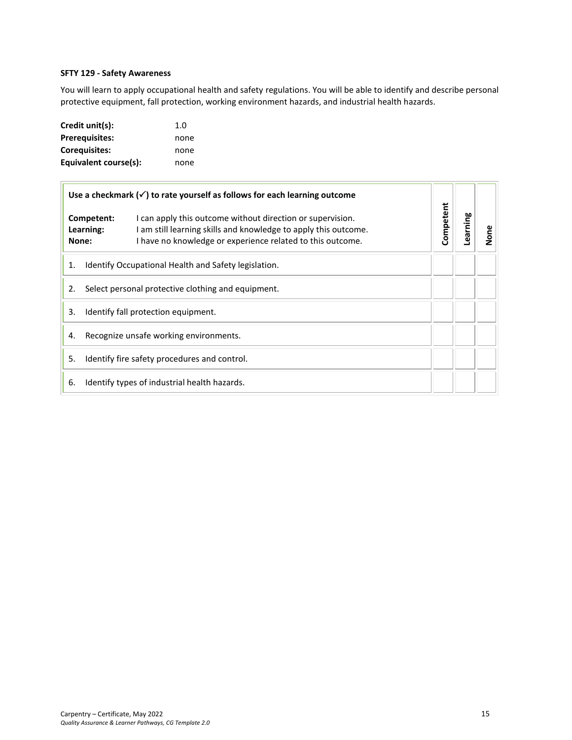**SFTY 129 - Safety Awareness**

You will learn to apply occupational health and safety regulations. You will be able to identify and describe personal protective equipment, fall protection, working environment hazards, and industrial health hazards.

**Credit unit(s):** 1.0
**Prerequisites:** none
**Corequisites:** none
**Equivalent course(s):** none

| Use a checkmark (✓) to rate yourself as follows for each learning outcome<br><br>**Competent:** I can apply this outcome without direction or supervision.<br>**Learning:** I am still learning skills and knowledge to apply this outcome.<br>**None:** I have no knowledge or experience related to this outcome. | Competent | Learning | None |
|---|---|---|---|
| 1. Identify Occupational Health and Safety legislation. | | | |
| 2. Select personal protective clothing and equipment. | | | |
| 3. Identify fall protection equipment. | | | |
| 4. Recognize unsafe working environments. | | | |
| 5. Identify fire safety procedures and control. | | | |
| 6. Identify types of industrial health hazards. | | | |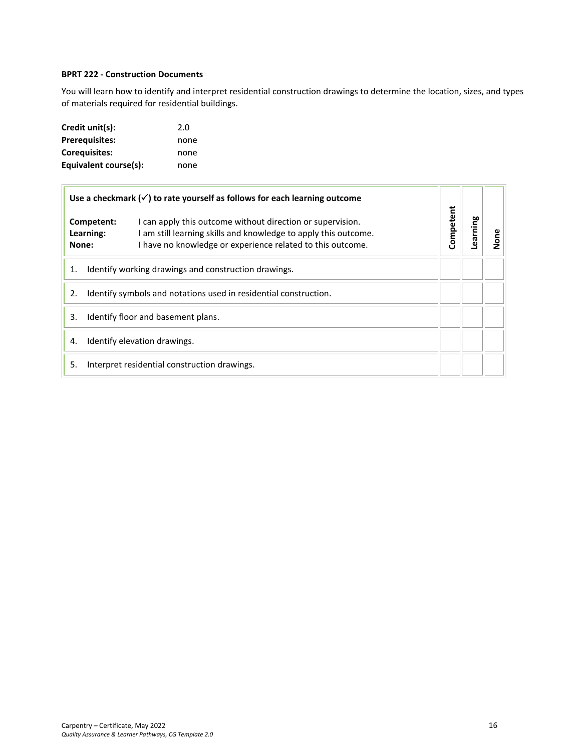**BPRT 222 - Construction Documents**

You will learn how to identify and interpret residential construction drawings to determine the location, sizes, and types of materials required for residential buildings.

**Credit unit(s):** 2.0
**Prerequisites:** none
**Corequisites:** none
**Equivalent course(s):** none

| Use a checkmark (✓) to rate yourself as follows for each learning outcome<br><br>**Competent:** I can apply this outcome without direction or supervision.<br>**Learning:** I am still learning skills and knowledge to apply this outcome.<br>**None:** I have no knowledge or experience related to this outcome. | Competent | Learning | None |
|---|---|---|---|
| 1. Identify working drawings and construction drawings. | | | |
| 2. Identify symbols and notations used in residential construction. | | | |
| 3. Identify floor and basement plans. | | | |
| 4. Identify elevation drawings. | | | |
| 5. Interpret residential construction drawings. | | | |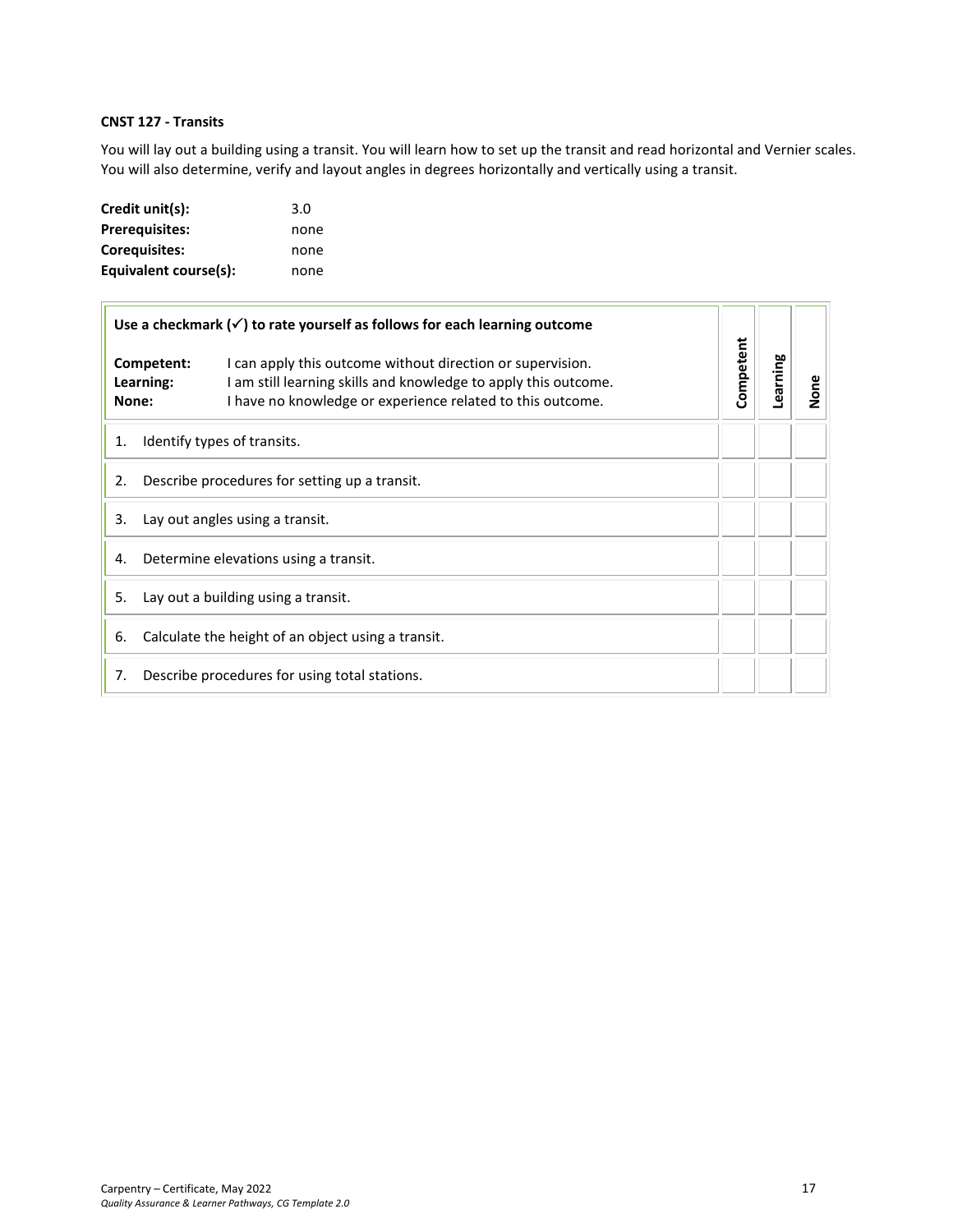**CNST 127 - Transits**

You will lay out a building using a transit. You will learn how to set up the transit and read horizontal and Vernier scales. You will also determine, verify and layout angles in degrees horizontally and vertically using a transit.

**Credit unit(s):** 3.0
**Prerequisites:** none
**Corequisites:** none
**Equivalent course(s):** none

| **Use a checkmark (✓) to rate yourself as follows for each learning outcome**<br><br>**Competent:** I can apply this outcome without direction or supervision.<br>**Learning:** I am still learning skills and knowledge to apply this outcome.<br>**None:** I have no knowledge or experience related to this outcome. | **Competent** | **Learning** | **None** |
|---|---|---|---|
| 1. Identify types of transits. | | | |
| 2. Describe procedures for setting up a transit. | | | |
| 3. Lay out angles using a transit. | | | |
| 4. Determine elevations using a transit. | | | |
| 5. Lay out a building using a transit. | | | |
| 6. Calculate the height of an object using a transit. | | | |
| 7. Describe procedures for using total stations. | | | |

Carpentry – Certificate, May 2022
*Quality Assurance & Learner Pathways, CG Template 2.0*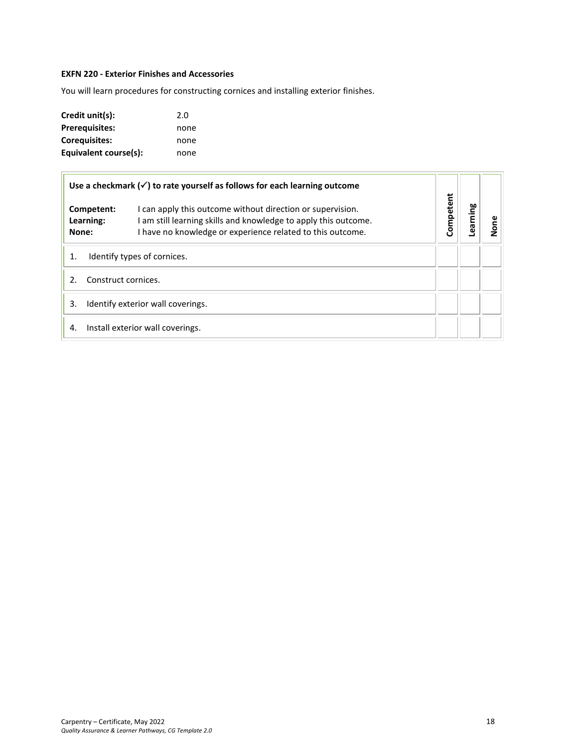**EXFN 220 - Exterior Finishes and Accessories**

You will learn procedures for constructing cornices and installing exterior finishes.

| | |
|---|---|
| **Credit unit(s):** | 2.0 |
| **Prerequisites:** | none |
| **Corequisites:** | none |
| **Equivalent course(s):** | none |

| **Use a checkmark (✓) to rate yourself as follows for each learning outcome**<br><br>**Competent:** I can apply this outcome without direction or supervision.<br>**Learning:** I am still learning skills and knowledge to apply this outcome.<br>**None:** I have no knowledge or experience related to this outcome. | Competent | Learning | None |
|---|---|---|---|
| 1. Identify types of cornices. | | | |
| 2. Construct cornices. | | | |
| 3. Identify exterior wall coverings. | | | |
| 4. Install exterior wall coverings. | | | |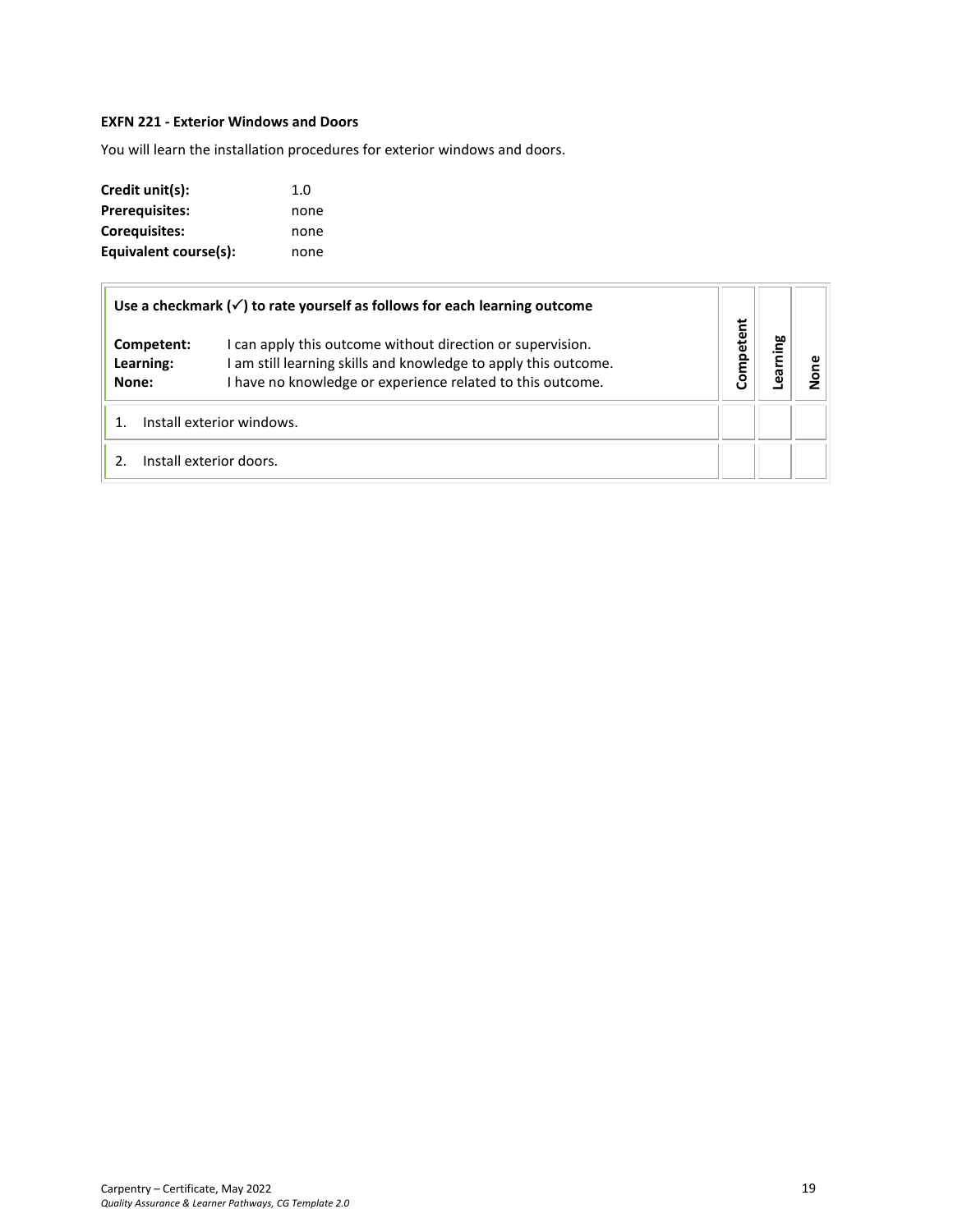**EXFN 221 - Exterior Windows and Doors**

You will learn the installation procedures for exterior windows and doors.

**Credit unit(s):** 1.0
**Prerequisites:** none
**Corequisites:** none
**Equivalent course(s):** none

| Use a checkmark (✓) to rate yourself as follows for each learning outcome<br><br>**Competent:** I can apply this outcome without direction or supervision.<br>**Learning:** I am still learning skills and knowledge to apply this outcome.<br>**None:** I have no knowledge or experience related to this outcome. | Competent | Learning | None |
|---|---|---|---|
| 1. Install exterior windows. | | | |
| 2. Install exterior doors. | | | |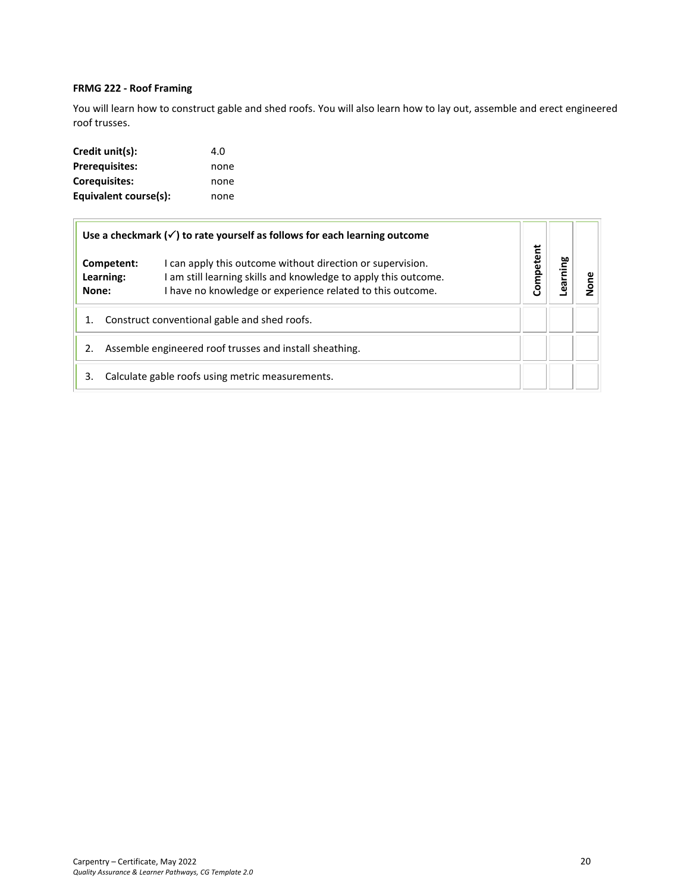**FRMG 222 - Roof Framing**

You will learn how to construct gable and shed roofs. You will also learn how to lay out, assemble and erect engineered roof trusses.

| | |
|---|---|
| **Credit unit(s):** | 4.0 |
| **Prerequisites:** | none |
| **Corequisites:** | none |
| **Equivalent course(s):** | none |

| **Use a checkmark (✓) to rate yourself as follows for each learning outcome**<br><br>**Competent:** I can apply this outcome without direction or supervision.<br>**Learning:** I am still learning skills and knowledge to apply this outcome.<br>**None:** I have no knowledge or experience related to this outcome. | Competent | Learning | None |
|---|---|---|---|
| 1. Construct conventional gable and shed roofs. | | | |
| 2. Assemble engineered roof trusses and install sheathing. | | | |
| 3. Calculate gable roofs using metric measurements. | | | |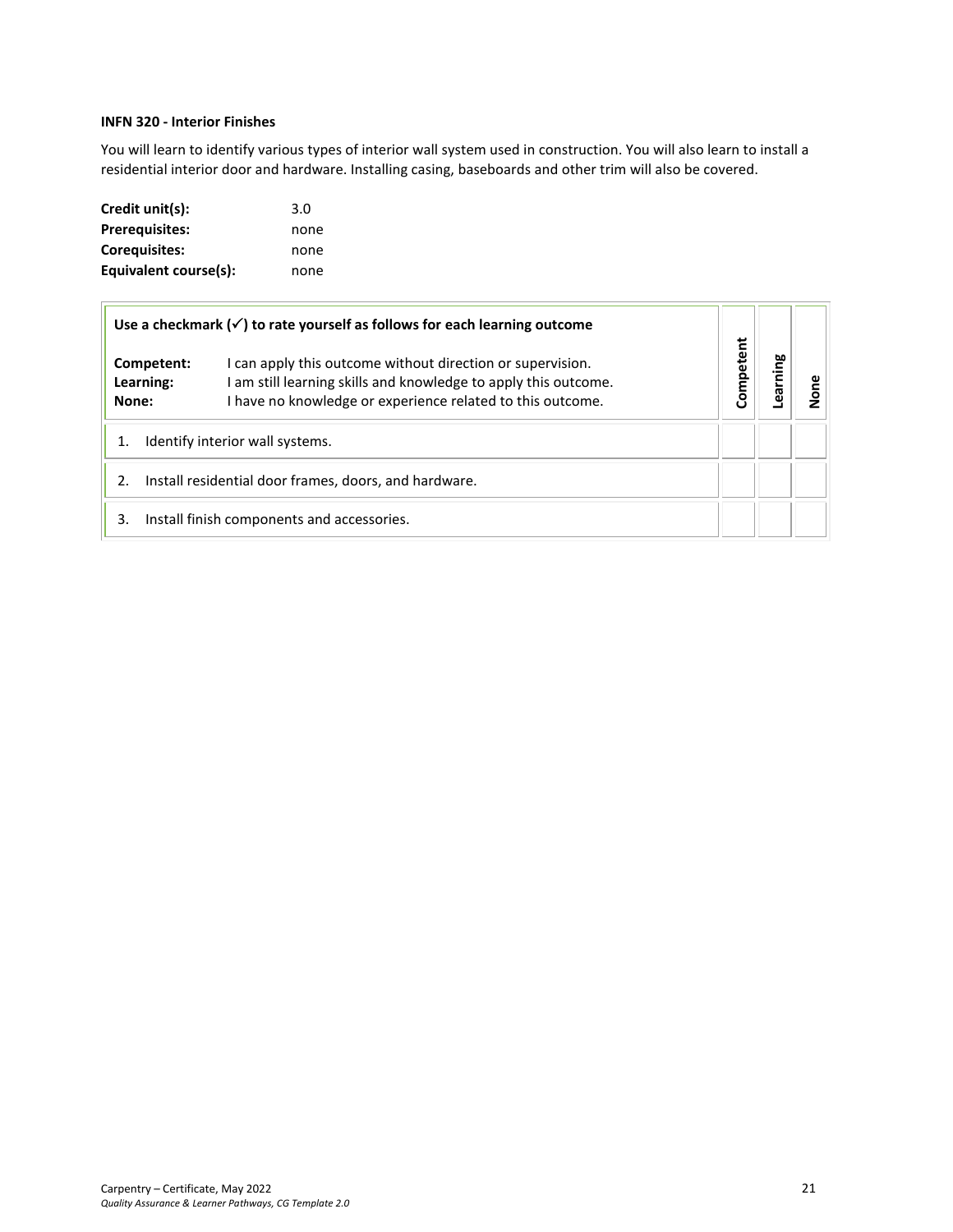**INFN 320 - Interior Finishes**

You will learn to identify various types of interior wall system used in construction. You will also learn to install a residential interior door and hardware. Installing casing, baseboards and other trim will also be covered.

**Credit unit(s):** 3.0
**Prerequisites:** none
**Corequisites:** none
**Equivalent course(s):** none

| **Use a checkmark (✓) to rate yourself as follows for each learning outcome**<br><br>**Competent:** I can apply this outcome without direction or supervision.<br>**Learning:** I am still learning skills and knowledge to apply this outcome.<br>**None:** I have no knowledge or experience related to this outcome. | **Competent** | **Learning** | **None** |
|---|---|---|---|
| 1. Identify interior wall systems. | | | |
| 2. Install residential door frames, doors, and hardware. | | | |
| 3. Install finish components and accessories. | | | |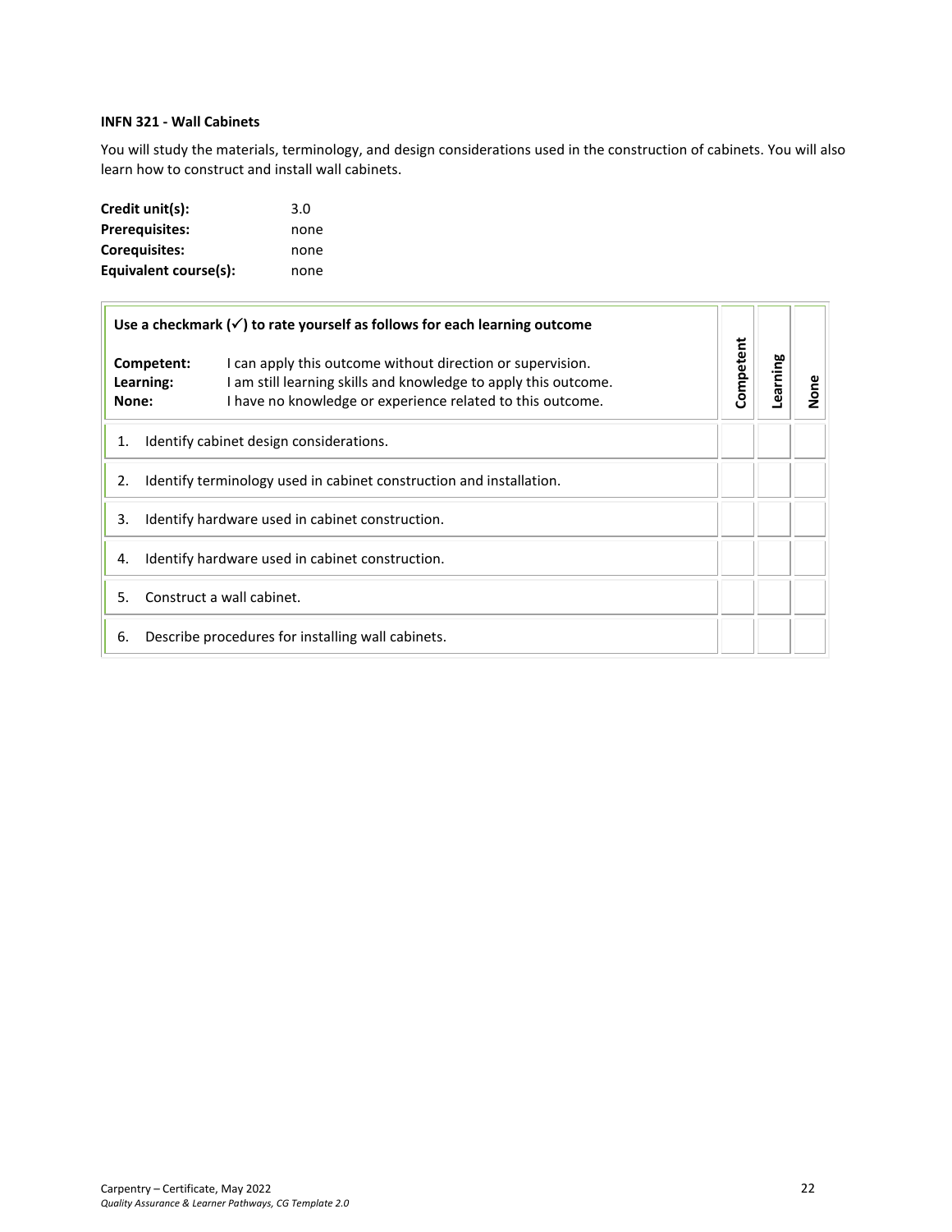**INFN 321 - Wall Cabinets**

You will study the materials, terminology, and design considerations used in the construction of cabinets. You will also learn how to construct and install wall cabinets.

**Credit unit(s):** 3.0
**Prerequisites:** none
**Corequisites:** none
**Equivalent course(s):** none

| **Use a checkmark (✓) to rate yourself as follows for each learning outcome**<br><br>**Competent:** I can apply this outcome without direction or supervision.<br>**Learning:** I am still learning skills and knowledge to apply this outcome.<br>**None:** I have no knowledge or experience related to this outcome. | **Competent** | **Learning** | **None** |
|---|---|---|---|
| 1. Identify cabinet design considerations. | | | |
| 2. Identify terminology used in cabinet construction and installation. | | | |
| 3. Identify hardware used in cabinet construction. | | | |
| 4. Identify hardware used in cabinet construction. | | | |
| 5. Construct a wall cabinet. | | | |
| 6. Describe procedures for installing wall cabinets. | | | |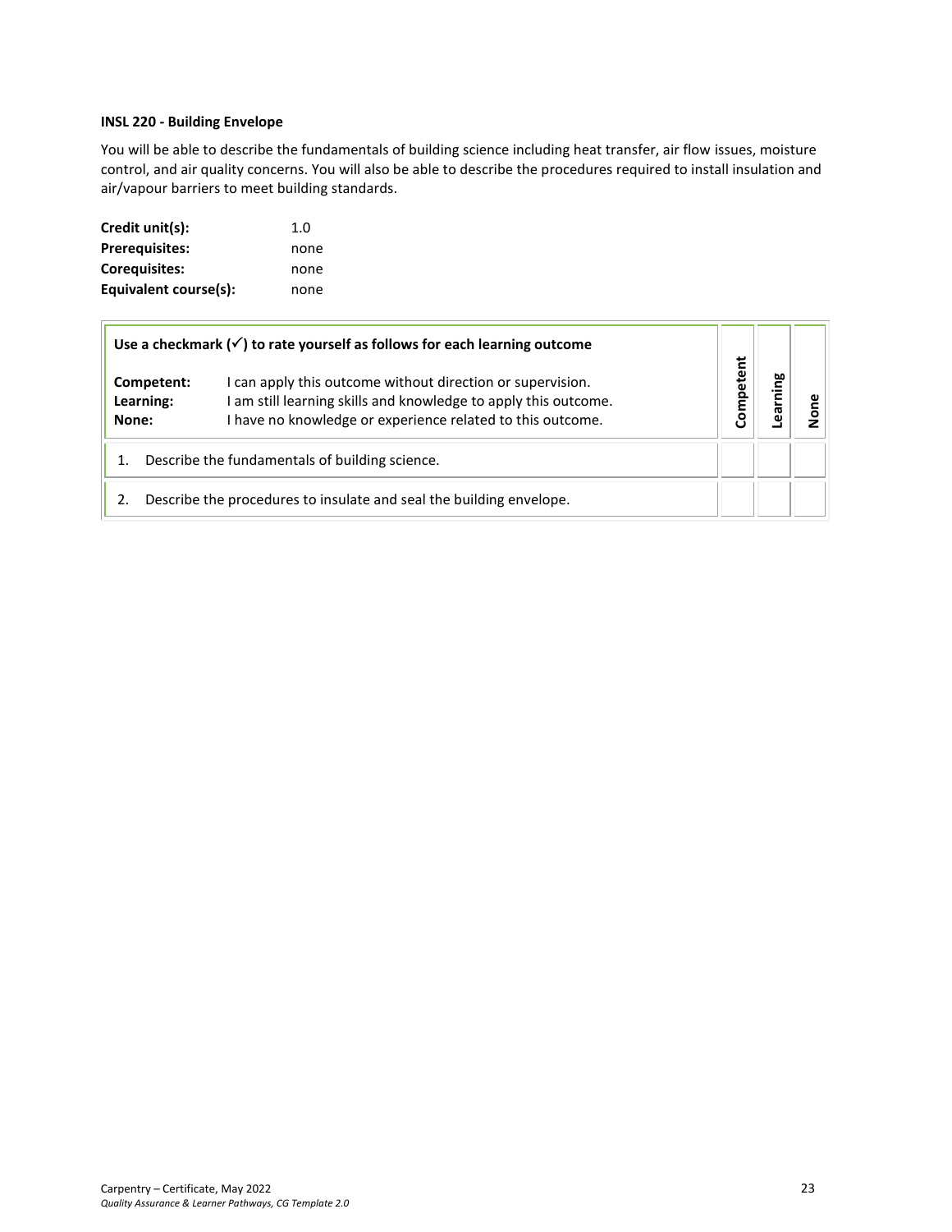**INSL 220 - Building Envelope**

You will be able to describe the fundamentals of building science including heat transfer, air flow issues, moisture control, and air quality concerns. You will also be able to describe the procedures required to install insulation and air/vapour barriers to meet building standards.

**Credit unit(s):** 1.0
**Prerequisites:** none
**Corequisites:** none
**Equivalent course(s):** none

| **Use a checkmark (✓) to rate yourself as follows for each learning outcome**<br><br>**Competent:** I can apply this outcome without direction or supervision.<br>**Learning:** I am still learning skills and knowledge to apply this outcome.<br>**None:** I have no knowledge or experience related to this outcome. | **Competent** | **Learning** | **None** |
|---|---|---|---|
| 1. Describe the fundamentals of building science. | | | |
| 2. Describe the procedures to insulate and seal the building envelope. | | | |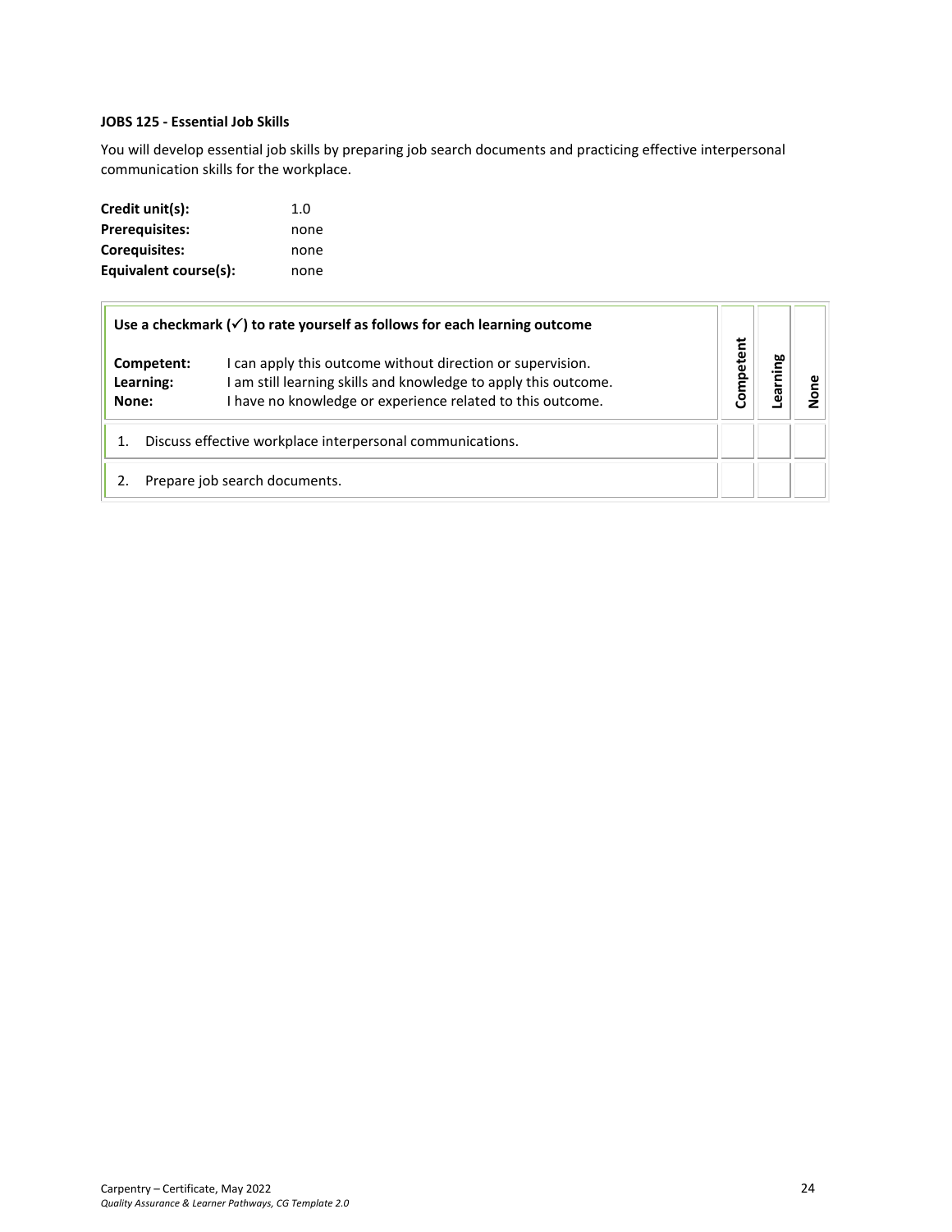**JOBS 125 - Essential Job Skills**

You will develop essential job skills by preparing job search documents and practicing effective interpersonal communication skills for the workplace.

**Credit unit(s):** 1.0
**Prerequisites:** none
**Corequisites:** none
**Equivalent course(s):** none

| **Use a checkmark (✓) to rate yourself as follows for each learning outcome**<br><br>**Competent:** I can apply this outcome without direction or supervision.<br>**Learning:** I am still learning skills and knowledge to apply this outcome.<br>**None:** I have no knowledge or experience related to this outcome. | **Competent** | **Learning** | **None** |
|---|---|---|---|
| 1. Discuss effective workplace interpersonal communications. | | | |
| 2. Prepare job search documents. | | | |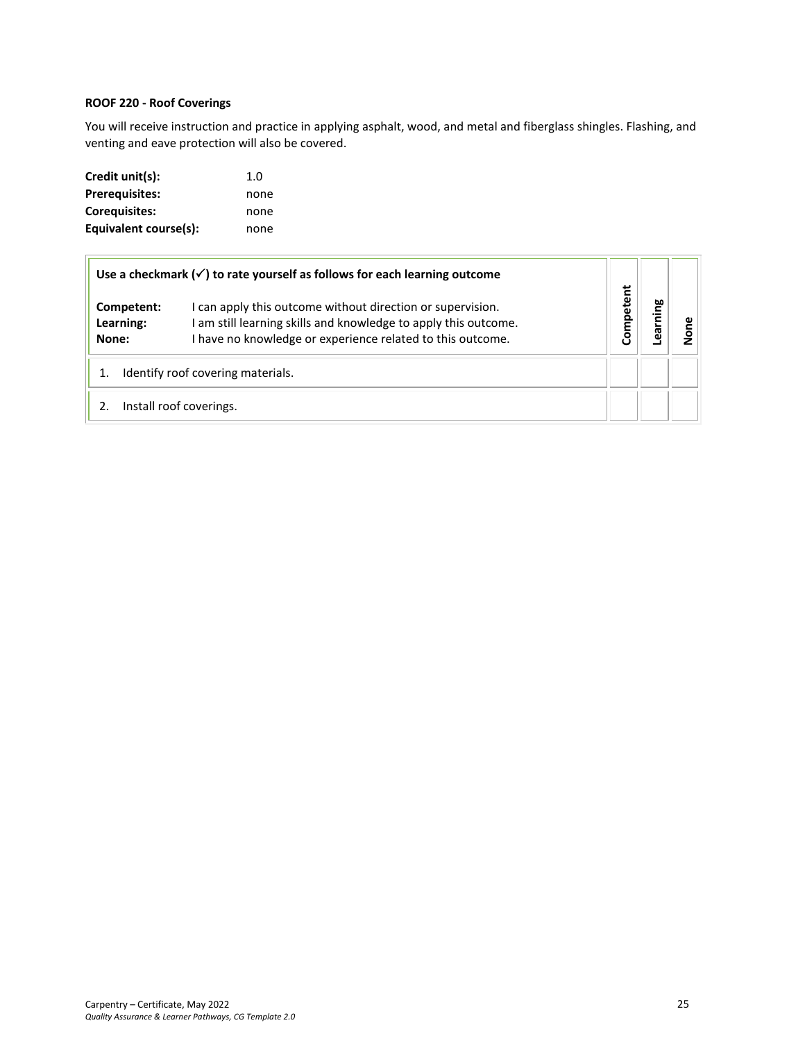**ROOF 220 - Roof Coverings**

You will receive instruction and practice in applying asphalt, wood, and metal and fiberglass shingles. Flashing, and venting and eave protection will also be covered.

**Credit unit(s):** 1.0
**Prerequisites:** none
**Corequisites:** none
**Equivalent course(s):** none

| **Use a checkmark (✓) to rate yourself as follows for each learning outcome**<br><br>**Competent:** I can apply this outcome without direction or supervision.<br>**Learning:** I am still learning skills and knowledge to apply this outcome.<br>**None:** I have no knowledge or experience related to this outcome. | **Competent** | **Learning** | **None** |
|---|---|---|---|
| 1. Identify roof covering materials. | | | |
| 2. Install roof coverings. | | | |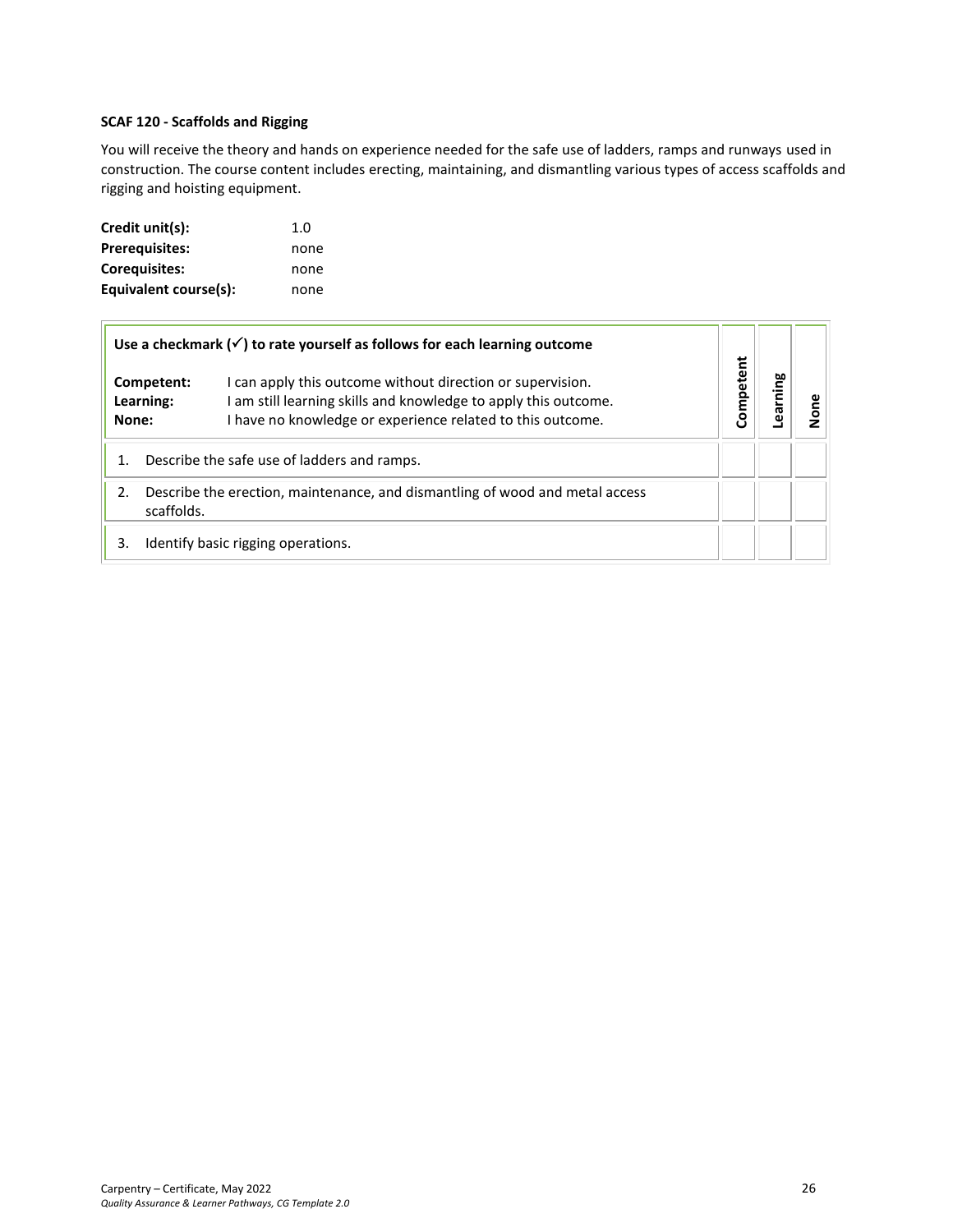**SCAF 120 - Scaffolds and Rigging**

You will receive the theory and hands on experience needed for the safe use of ladders, ramps and runways used in construction. The course content includes erecting, maintaining, and dismantling various types of access scaffolds and rigging and hoisting equipment.

| | |
|---|---|
| **Credit unit(s):** | 1.0 |
| **Prerequisites:** | none |
| **Corequisites:** | none |
| **Equivalent course(s):** | none |

| **Use a checkmark (✓) to rate yourself as follows for each learning outcome**<br><br>**Competent:** I can apply this outcome without direction or supervision.<br>**Learning:** I am still learning skills and knowledge to apply this outcome.<br>**None:** I have no knowledge or experience related to this outcome. | Competent | Learning | None |
|---|---|---|---|
| 1. Describe the safe use of ladders and ramps. | | | |
| 2. Describe the erection, maintenance, and dismantling of wood and metal access scaffolds. | | | |
| 3. Identify basic rigging operations. | | | |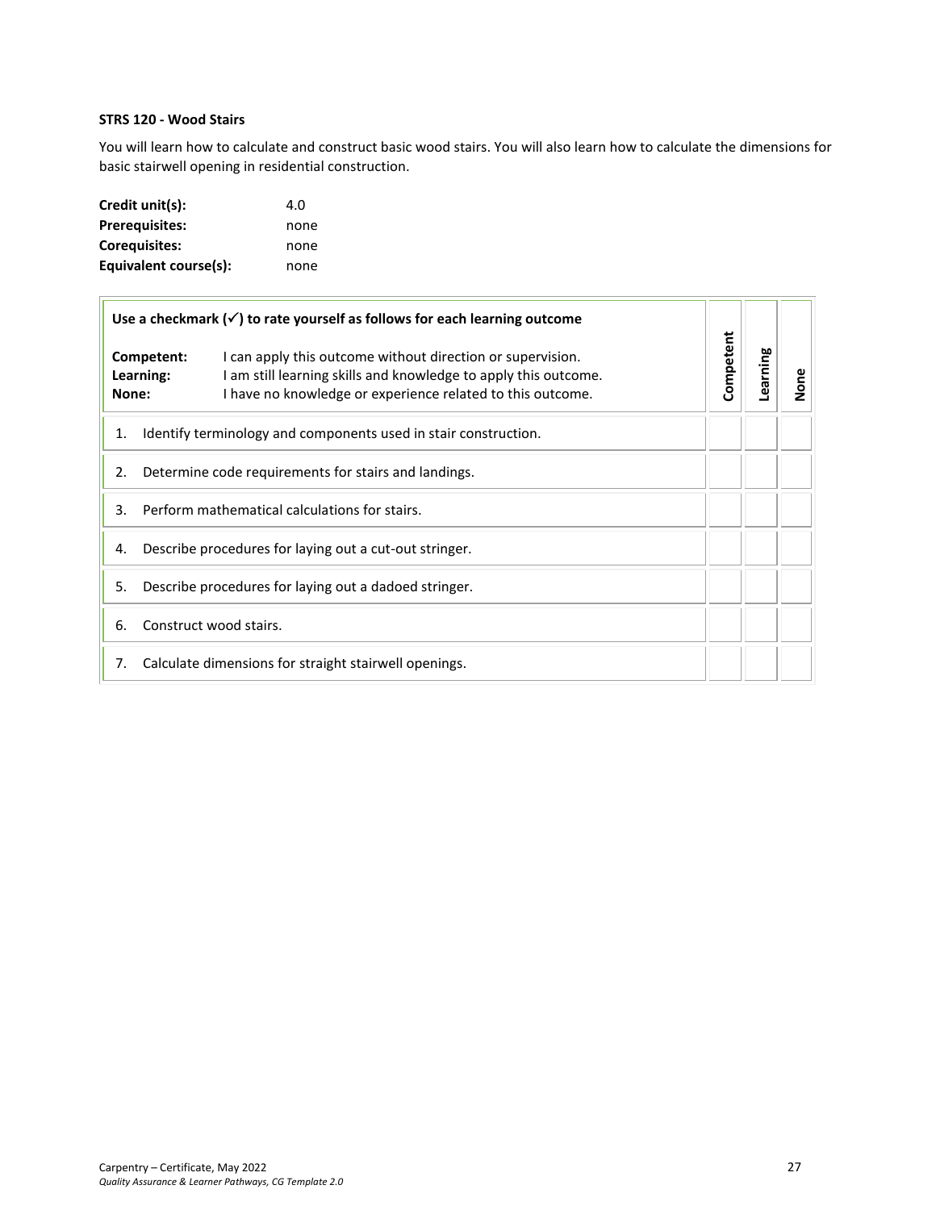**STRS 120 - Wood Stairs**

You will learn how to calculate and construct basic wood stairs. You will also learn how to calculate the dimensions for basic stairwell opening in residential construction.

**Credit unit(s):** 4.0
**Prerequisites:** none
**Corequisites:** none
**Equivalent course(s):** none

| **Use a checkmark (✓) to rate yourself as follows for each learning outcome**<br><br>**Competent:** I can apply this outcome without direction or supervision.<br>**Learning:** I am still learning skills and knowledge to apply this outcome.<br>**None:** I have no knowledge or experience related to this outcome. | **Competent** | **Learning** | **None** |
|---|---|---|---|
| 1. Identify terminology and components used in stair construction. | | | |
| 2. Determine code requirements for stairs and landings. | | | |
| 3. Perform mathematical calculations for stairs. | | | |
| 4. Describe procedures for laying out a cut-out stringer. | | | |
| 5. Describe procedures for laying out a dadoed stringer. | | | |
| 6. Construct wood stairs. | | | |
| 7. Calculate dimensions for straight stairwell openings. | | | |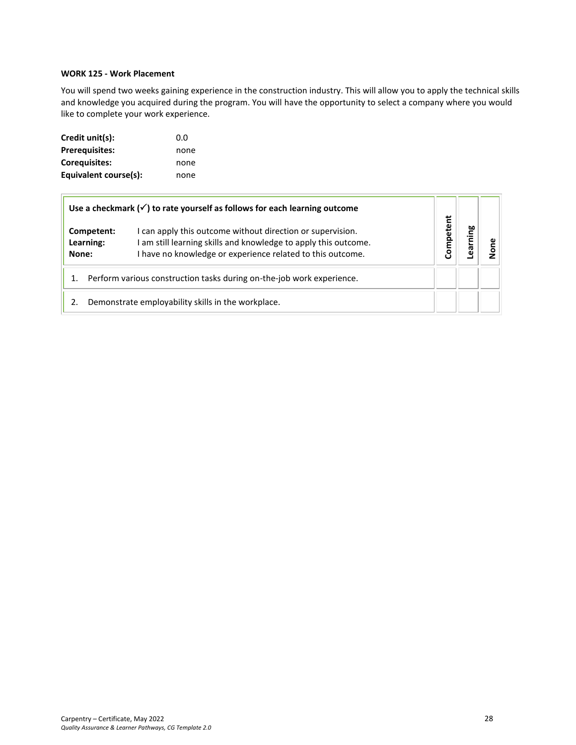**WORK 125 - Work Placement**

You will spend two weeks gaining experience in the construction industry. This will allow you to apply the technical skills and knowledge you acquired during the program. You will have the opportunity to select a company where you would like to complete your work experience.

| | |
|---|---|
| **Credit unit(s):** | 0.0 |
| **Prerequisites:** | none |
| **Corequisites:** | none |
| **Equivalent course(s):** | none |

| **Use a checkmark (✓) to rate yourself as follows for each learning outcome**<br><br>**Competent:** I can apply this outcome without direction or supervision.<br>**Learning:** I am still learning skills and knowledge to apply this outcome.<br>**None:** I have no knowledge or experience related to this outcome. | Competent | Learning | None |
|---|---|---|---|
| 1. Perform various construction tasks during on-the-job work experience. | | | |
| 2. Demonstrate employability skills in the workplace. | | | |